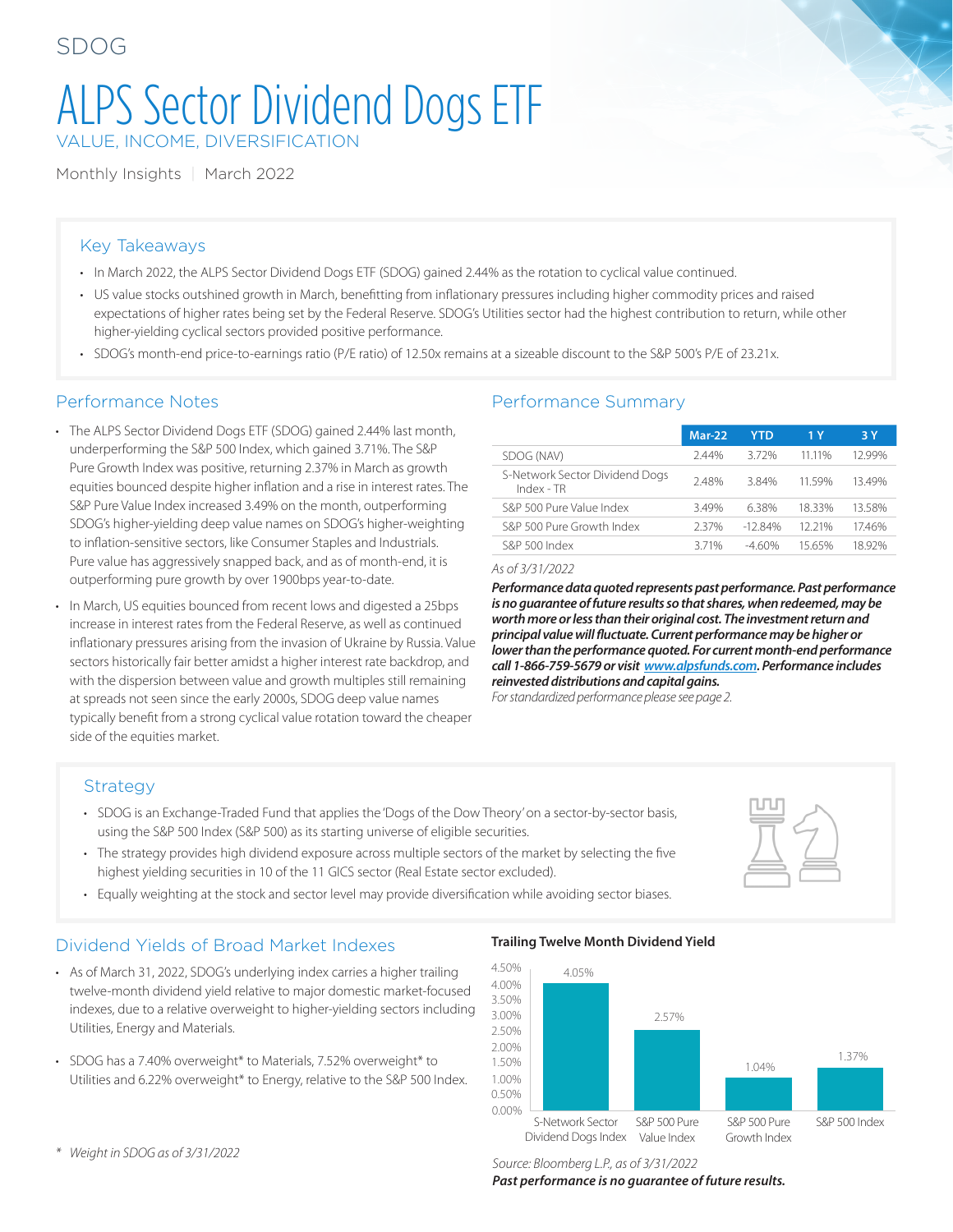SDOG

# ALPS Sector Dividend Dogs ETF

VALUE, INCOME, DIVERSIFICATION

Monthly Insights | March 2022

## Key Takeaways

- In March 2022, the ALPS Sector Dividend Dogs ETF (SDOG) gained 2.44% as the rotation to cyclical value continued.
- US value stocks outshined growth in March, benefitting from inflationary pressures including higher commodity prices and raised expectations of higher rates being set by the Federal Reserve. SDOG's Utilities sector had the highest contribution to return, while other higher-yielding cyclical sectors provided positive performance.
- SDOG's month-end price-to-earnings ratio (P/E ratio) of 12.50x remains at a sizeable discount to the S&P 500's P/E of 23.21x.

## Performance Notes

- The ALPS Sector Dividend Dogs ETF (SDOG) gained 2.44% last month, underperforming the S&P 500 Index, which gained 3.71%. The S&P Pure Growth Index was positive, returning 2.37% in March as growth equities bounced despite higher inflation and a rise in interest rates. The S&P Pure Value Index increased 3.49% on the month, outperforming SDOG's higher-yielding deep value names on SDOG's higher-weighting to inflation-sensitive sectors, like Consumer Staples and Industrials. Pure value has aggressively snapped back, and as of month-end, it is outperforming pure growth by over 1900bps year-to-date.
- In March, US equities bounced from recent lows and digested a 25bps increase in interest rates from the Federal Reserve, as well as continued inflationary pressures arising from the invasion of Ukraine by Russia. Value sectors historically fair better amidst a higher interest rate backdrop, and with the dispersion between value and growth multiples still remaining at spreads not seen since the early 2000s, SDOG deep value names typically benefit from a strong cyclical value rotation toward the cheaper side of the equities market.

## Performance Summary

| | Mar-22 | YTD | 1 Y | 3 Y |
|---|---|---|---|---|
| SDOG (NAV) | 2.44% | 3.72% | 11.11% | 12.99% |
| S-Network Sector Dividend Dogs Index - TR | 2.48% | 3.84% | 11.59% | 13.49% |
| S&P 500 Pure Value Index | 3.49% | 6.38% | 18.33% | 13.58% |
| S&P 500 Pure Growth Index | 2.37% | -12.84% | 12.21% | 17.46% |
| S&P 500 Index | 3.71% | -4.60% | 15.65% | 18.92% |

*As of 3/31/2022*

***Performance data quoted represents past performance. Past performance is no guarantee of future results so that shares, when redeemed, may be worth more or less than their original cost. The investment return and principal value will fluctuate. Current performance may be higher or lower than the performance quoted. For current month-end performance call 1-866-759-5679 or visit www.alpsfunds.com. Performance includes reinvested distributions and capital gains.***

*For standardized performance please see page 2.*

## Strategy

- SDOG is an Exchange-Traded Fund that applies the 'Dogs of the Dow Theory' on a sector-by-sector basis, using the S&P 500 Index (S&P 500) as its starting universe of eligible securities.
- The strategy provides high dividend exposure across multiple sectors of the market by selecting the five highest yielding securities in 10 of the 11 GICS sector (Real Estate sector excluded).
- Equally weighting at the stock and sector level may provide diversification while avoiding sector biases.

## Dividend Yields of Broad Market Indexes

- As of March 31, 2022, SDOG's underlying index carries a higher trailing twelve-month dividend yield relative to major domestic market-focused indexes, due to a relative overweight to higher-yielding sectors including Utilities, Energy and Materials.
- SDOG has a 7.40% overweight* to Materials, 7.52% overweight* to Utilities and 6.22% overweight* to Energy, relative to the S&P 500 Index.

*\* Weight in SDOG as of 3/31/2022*

**Trailing Twelve Month Dividend Yield**

| Index | Trailing Twelve Month Dividend Yield |
|---|---|
| S-Network Sector Dividend Dogs Index | 4.05% |
| S&P 500 Pure Value Index | 2.57% |
| S&P 500 Pure Growth Index | 1.04% |
| S&P 500 Index | 1.37% |

*Source: Bloomberg L.P., as of 3/31/2022*

***Past performance is no guarantee of future results.***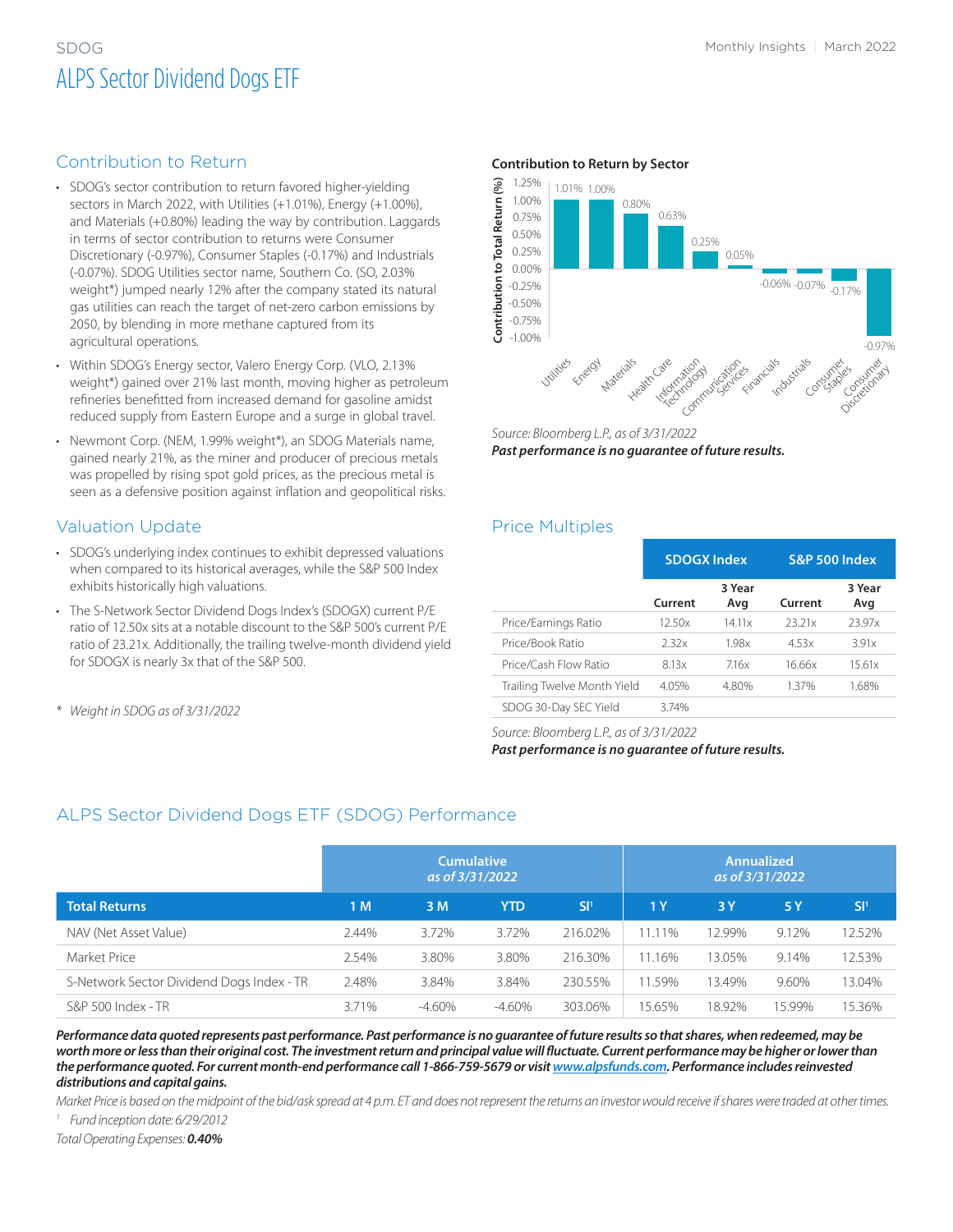# SDOG

# ALPS Sector Dividend Dogs ETF

Monthly Insights | March 2022

## Contribution to Return

- SDOG's sector contribution to return favored higher-yielding sectors in March 2022, with Utilities (+1.01%), Energy (+1.00%), and Materials (+0.80%) leading the way by contribution. Laggards in terms of sector contribution to returns were Consumer Discretionary (-0.97%), Consumer Staples (-0.17%) and Industrials (-0.07%). SDOG Utilities sector name, Southern Co. (SO, 2.03% weight*) jumped nearly 12% after the company stated its natural gas utilities can reach the target of net-zero carbon emissions by 2050, by blending in more methane captured from its agricultural operations.
- Within SDOG's Energy sector, Valero Energy Corp. (VLO, 2.13% weight*) gained over 21% last month, moving higher as petroleum refineries benefitted from increased demand for gasoline amidst reduced supply from Eastern Europe and a surge in global travel.
- Newmont Corp. (NEM, 1.99% weight*), an SDOG Materials name, gained nearly 21%, as the miner and producer of precious metals was propelled by rising spot gold prices, as the precious metal is seen as a defensive position against inflation and geopolitical risks.

**Contribution to Return by Sector**

| Sector | Contribution to Total Return (%) |
|---|---|
| Utilities | 1.01% |
| Energy | 1.00% |
| Materials | 0.80% |
| Health Care | 0.63% |
| Information Technology | 0.25% |
| Communication Services | 0.05% |
| Financials | -0.06% |
| Industrials | -0.07% |
| Consumer Staples | -0.17% |
| Consumer Discretionary | -0.97% |

*Source: Bloomberg L.P., as of 3/31/2022*

***Past performance is no guarantee of future results.***

## Valuation Update

- SDOG's underlying index continues to exhibit depressed valuations when compared to its historical averages, while the S&P 500 Index exhibits historically high valuations.
- The S-Network Sector Dividend Dogs Index's (SDOGX) current P/E ratio of 12.50x sits at a notable discount to the S&P 500's current P/E ratio of 23.21x. Additionally, the trailing twelve-month dividend yield for SDOGX is nearly 3x that of the S&P 500.

\* *Weight in SDOG as of 3/31/2022*

## Price Multiples

| | SDOGX Index | | S&P 500 Index | |
|---|---|---|---|---|
| | Current | 3 Year Avg | Current | 3 Year Avg |
| Price/Earnings Ratio | 12.50x | 14.11x | 23.21x | 23.97x |
| Price/Book Ratio | 2.32x | 1.98x | 4.53x | 3.91x |
| Price/Cash Flow Ratio | 8.13x | 7.16x | 16.66x | 15.61x |
| Trailing Twelve Month Yield | 4.05% | 4.80% | 1.37% | 1.68% |
| SDOG 30-Day SEC Yield | 3.74% | | | |

*Source: Bloomberg L.P., as of 3/31/2022*

***Past performance is no guarantee of future results.***

## ALPS Sector Dividend Dogs ETF (SDOG) Performance

| | Cumulative as of 3/31/2022 | | | | Annualized as of 3/31/2022 | | | |
|---|---|---|---|---|---|---|---|---|
| **Total Returns** | **1 M** | **3 M** | **YTD** | **SI[1]** | **1 Y** | **3 Y** | **5 Y** | **SI[1]** |
| NAV (Net Asset Value) | 2.44% | 3.72% | 3.72% | 216.02% | 11.11% | 12.99% | 9.12% | 12.52% |
| Market Price | 2.54% | 3.80% | 3.80% | 216.30% | 11.16% | 13.05% | 9.14% | 12.53% |
| S-Network Sector Dividend Dogs Index - TR | 2.48% | 3.84% | 3.84% | 230.55% | 11.59% | 13.49% | 9.60% | 13.04% |
| S&P 500 Index - TR | 3.71% | -4.60% | -4.60% | 303.06% | 15.65% | 18.92% | 15.99% | 15.36% |

***Performance data quoted represents past performance. Past performance is no guarantee of future results so that shares, when redeemed, may be worth more or less than their original cost. The investment return and principal value will fluctuate. Current performance may be higher or lower than the performance quoted. For current month-end performance call 1-866-759-5679 or visit [www.alpsfunds.com](www.alpsfunds.com). Performance includes reinvested distributions and capital gains.***

*Market Price is based on the midpoint of the bid/ask spread at 4 p.m. ET and does not represent the returns an investor would receive if shares were traded at other times.*

[1] *Fund inception date: 6/29/2012*

*Total Operating Expenses:* ***0.40%***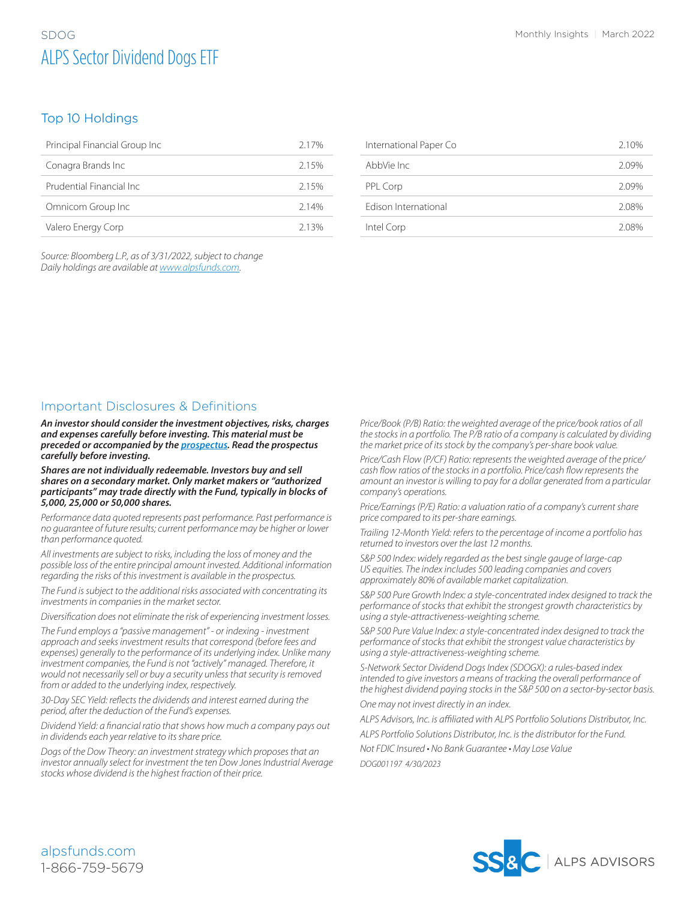SDOG

# ALPS Sector Dividend Dogs ETF

Monthly Insights | March 2022

## Top 10 Holdings

| | |
|---|---|
| Principal Financial Group Inc | 2.17% |
| Conagra Brands Inc | 2.15% |
| Prudential Financial Inc | 2.15% |
| Omnicom Group Inc | 2.14% |
| Valero Energy Corp | 2.13% |
| International Paper Co | 2.10% |
| AbbVie Inc | 2.09% |
| PPL Corp | 2.09% |
| Edison International | 2.08% |
| Intel Corp | 2.08% |

*Source: Bloomberg L.P., as of 3/31/2022, subject to change*
*Daily holdings are available at www.alpsfunds.com.*

## Important Disclosures & Definitions

***An investor should consider the investment objectives, risks, charges and expenses carefully before investing. This material must be preceded or accompanied by the prospectus. Read the prospectus carefully before investing.***

***Shares are not individually redeemable. Investors buy and sell shares on a secondary market. Only market makers or "authorized participants" may trade directly with the Fund, typically in blocks of 5,000, 25,000 or 50,000 shares.***

*Performance data quoted represents past performance. Past performance is no guarantee of future results; current performance may be higher or lower than performance quoted.*

*All investments are subject to risks, including the loss of money and the possible loss of the entire principal amount invested. Additional information regarding the risks of this investment is available in the prospectus.*

*The Fund is subject to the additional risks associated with concentrating its investments in companies in the market sector.*

*Diversification does not eliminate the risk of experiencing investment losses.*

*The Fund employs a "passive management" - or indexing - investment approach and seeks investment results that correspond (before fees and expenses) generally to the performance of its underlying index. Unlike many investment companies, the Fund is not "actively" managed. Therefore, it would not necessarily sell or buy a security unless that security is removed from or added to the underlying index, respectively.*

*30-Day SEC Yield: reflects the dividends and interest earned during the period, after the deduction of the Fund's expenses.*

*Dividend Yield: a financial ratio that shows how much a company pays out in dividends each year relative to its share price.*

*Dogs of the Dow Theory: an investment strategy which proposes that an investor annually select for investment the ten Dow Jones Industrial Average stocks whose dividend is the highest fraction of their price.*

*Price/Book (P/B) Ratio: the weighted average of the price/book ratios of all the stocks in a portfolio. The P/B ratio of a company is calculated by dividing the market price of its stock by the company's per-share book value.*

*Price/Cash Flow (P/CF) Ratio: represents the weighted average of the price/cash flow ratios of the stocks in a portfolio. Price/cash flow represents the amount an investor is willing to pay for a dollar generated from a particular company's operations.*

*Price/Earnings (P/E) Ratio: a valuation ratio of a company's current share price compared to its per-share earnings.*

*Trailing 12-Month Yield: refers to the percentage of income a portfolio has returned to investors over the last 12 months.*

*S&P 500 Index: widely regarded as the best single gauge of large-cap US equities. The index includes 500 leading companies and covers approximately 80% of available market capitalization.*

*S&P 500 Pure Growth Index: a style-concentrated index designed to track the performance of stocks that exhibit the strongest growth characteristics by using a style-attractiveness-weighting scheme.*

*S&P 500 Pure Value Index: a style-concentrated index designed to track the performance of stocks that exhibit the strongest value characteristics by using a style-attractiveness-weighting scheme.*

*S-Network Sector Dividend Dogs Index (SDOGX): a rules-based index intended to give investors a means of tracking the overall performance of the highest dividend paying stocks in the S&P 500 on a sector-by-sector basis.*

*One may not invest directly in an index.*

*ALPS Advisors, Inc. is affiliated with ALPS Portfolio Solutions Distributor, Inc.*

*ALPS Portfolio Solutions Distributor, Inc. is the distributor for the Fund.*

*Not FDIC Insured • No Bank Guarantee • May Lose Value*

*DOG001197 4/30/2023*

alpsfunds.com
1-866-759-5679

SS&C | ALPS ADVISORS